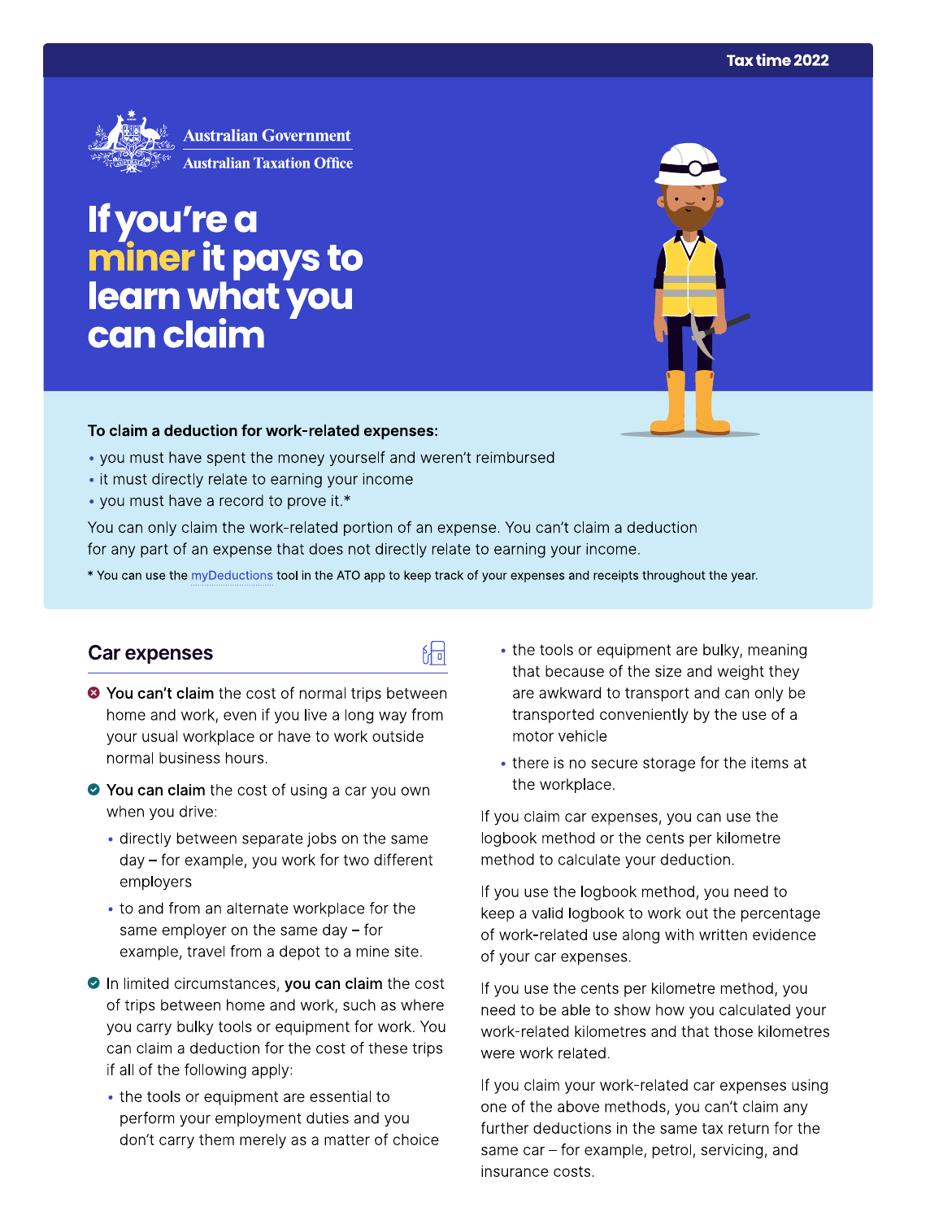Tax time 2022

Australian Government
Australian Taxation Office

# If you're a miner it pays to learn what you can claim

**To claim a deduction for work-related expenses:**

- you must have spent the money yourself and weren't reimbursed
- it must directly relate to earning your income
- you must have a record to prove it.*

You can only claim the work-related portion of an expense. You can't claim a deduction for any part of an expense that does not directly relate to earning your income.

* You can use the myDeductions tool in the ATO app to keep track of your expenses and receipts throughout the year.

## Car expenses

**You can't claim** the cost of normal trips between home and work, even if you live a long way from your usual workplace or have to work outside normal business hours.

**You can claim** the cost of using a car you own when you drive:

- directly between separate jobs on the same day – for example, you work for two different employers
- to and from an alternate workplace for the same employer on the same day – for example, travel from a depot to a mine site.

In limited circumstances, **you can claim** the cost of trips between home and work, such as where you carry bulky tools or equipment for work. You can claim a deduction for the cost of these trips if all of the following apply:

- the tools or equipment are essential to perform your employment duties and you don't carry them merely as a matter of choice
- the tools or equipment are bulky, meaning that because of the size and weight they are awkward to transport and can only be transported conveniently by the use of a motor vehicle
- there is no secure storage for the items at the workplace.

If you claim car expenses, you can use the logbook method or the cents per kilometre method to calculate your deduction.

If you use the logbook method, you need to keep a valid logbook to work out the percentage of work-related use along with written evidence of your car expenses.

If you use the cents per kilometre method, you need to be able to show how you calculated your work-related kilometres and that those kilometres were work related.

If you claim your work-related car expenses using one of the above methods, you can't claim any further deductions in the same tax return for the same car – for example, petrol, servicing, and insurance costs.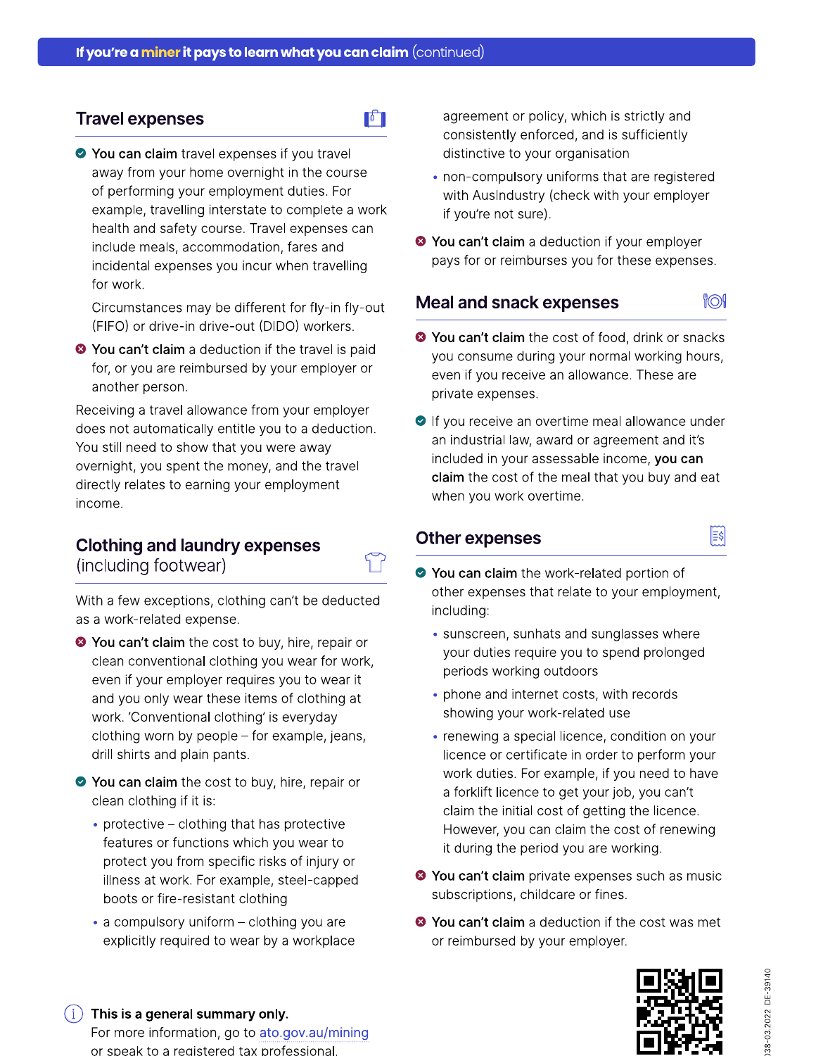**If you're a miner it pays to learn what you can claim** (continued)

## Travel expenses

- **You can claim** travel expenses if you travel away from your home overnight in the course of performing your employment duties. For example, travelling interstate to complete a work health and safety course. Travel expenses can include meals, accommodation, fares and incidental expenses you incur when travelling for work.

  Circumstances may be different for fly-in fly-out (FIFO) or drive-in drive-out (DIDO) workers.
- **You can't claim** a deduction if the travel is paid for, or you are reimbursed by your employer or another person.

Receiving a travel allowance from your employer does not automatically entitle you to a deduction. You still need to show that you were away overnight, you spent the money, and the travel directly relates to earning your employment income.

## Clothing and laundry expenses (including footwear)

With a few exceptions, clothing can't be deducted as a work-related expense.

- **You can't claim** the cost to buy, hire, repair or clean conventional clothing you wear for work, even if your employer requires you to wear it and you only wear these items of clothing at work. 'Conventional clothing' is everyday clothing worn by people – for example, jeans, drill shirts and plain pants.
- **You can claim** the cost to buy, hire, repair or clean clothing if it is:
  - protective – clothing that has protective features or functions which you wear to protect you from specific risks of injury or illness at work. For example, steel-capped boots or fire-resistant clothing
  - a compulsory uniform – clothing you are explicitly required to wear by a workplace agreement or policy, which is strictly and consistently enforced, and is sufficiently distinctive to your organisation
  - non-compulsory uniforms that are registered with AusIndustry (check with your employer if you're not sure).
- **You can't claim** a deduction if your employer pays for or reimburses you for these expenses.

## Meal and snack expenses

- **You can't claim** the cost of food, drink or snacks you consume during your normal working hours, even if you receive an allowance. These are private expenses.
- If you receive an overtime meal allowance under an industrial law, award or agreement and it's included in your assessable income, **you can claim** the cost of the meal that you buy and eat when you work overtime.

## Other expenses

- **You can claim** the work-related portion of other expenses that relate to your employment, including:
  - sunscreen, sunhats and sunglasses where your duties require you to spend prolonged periods working outdoors
  - phone and internet costs, with records showing your work-related use
  - renewing a special licence, condition on your licence or certificate in order to perform your work duties. For example, if you need to have a forklift licence to get your job, you can't claim the initial cost of getting the licence. However, you can claim the cost of renewing it during the period you are working.
- **You can't claim** private expenses such as music subscriptions, childcare or fines.
- **You can't claim** a deduction if the cost was met or reimbursed by your employer.

**This is a general summary only.**
For more information, go to ato.gov.au/mining or speak to a registered tax professional.